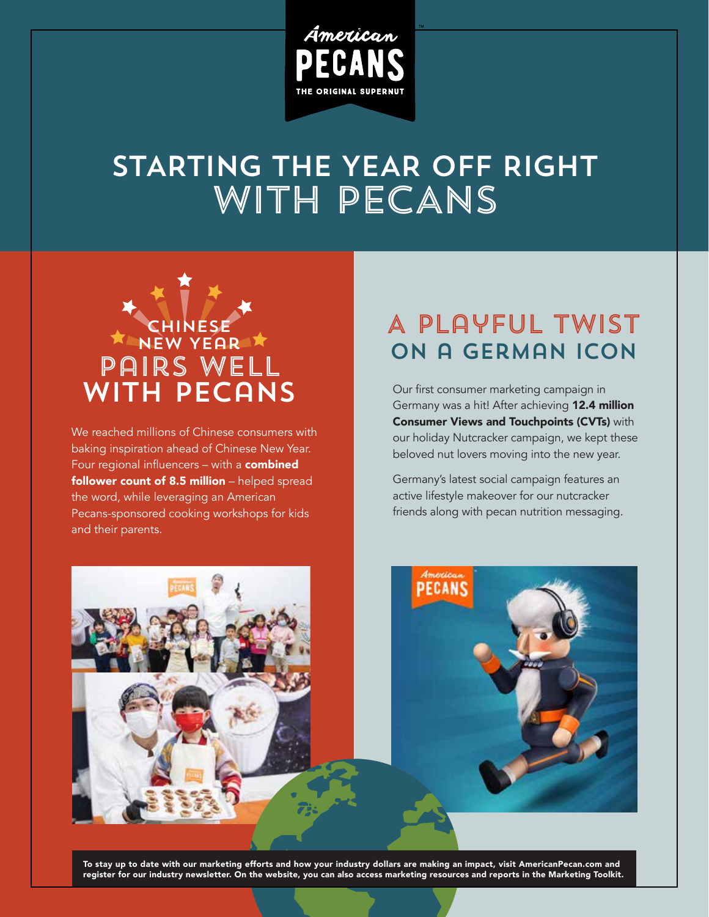American PECANS

THE ORIGINAL SUPERNUT

# STARTING THE YEAR OFF RIGHT WITH PECANS

## CHINESE NEW YEAR PAIRS WELL WITH PECANS

We reached millions of Chinese consumers with baking inspiration ahead of Chinese New Year. Four regional influencers – with a **combined follower count of 8.5 million** – helped spread the word, while leveraging an American Pecans-sponsored cooking workshops for kids and their parents.

## A PLAYFUL TWIST ON A GERMAN ICON

Our first consumer marketing campaign in Germany was a hit! After achieving **12.4 million Consumer Views and Touchpoints (CVTs)** with our holiday Nutcracker campaign, we kept these beloved nut lovers moving into the new year.

Germany's latest social campaign features an active lifestyle makeover for our nutcracker friends along with pecan nutrition messaging.

**To stay up to date with our marketing efforts and how your industry dollars are making an impact, visit AmericanPecan.com and register for our industry newsletter. On the website, you can also access marketing resources and reports in the Marketing Toolkit.**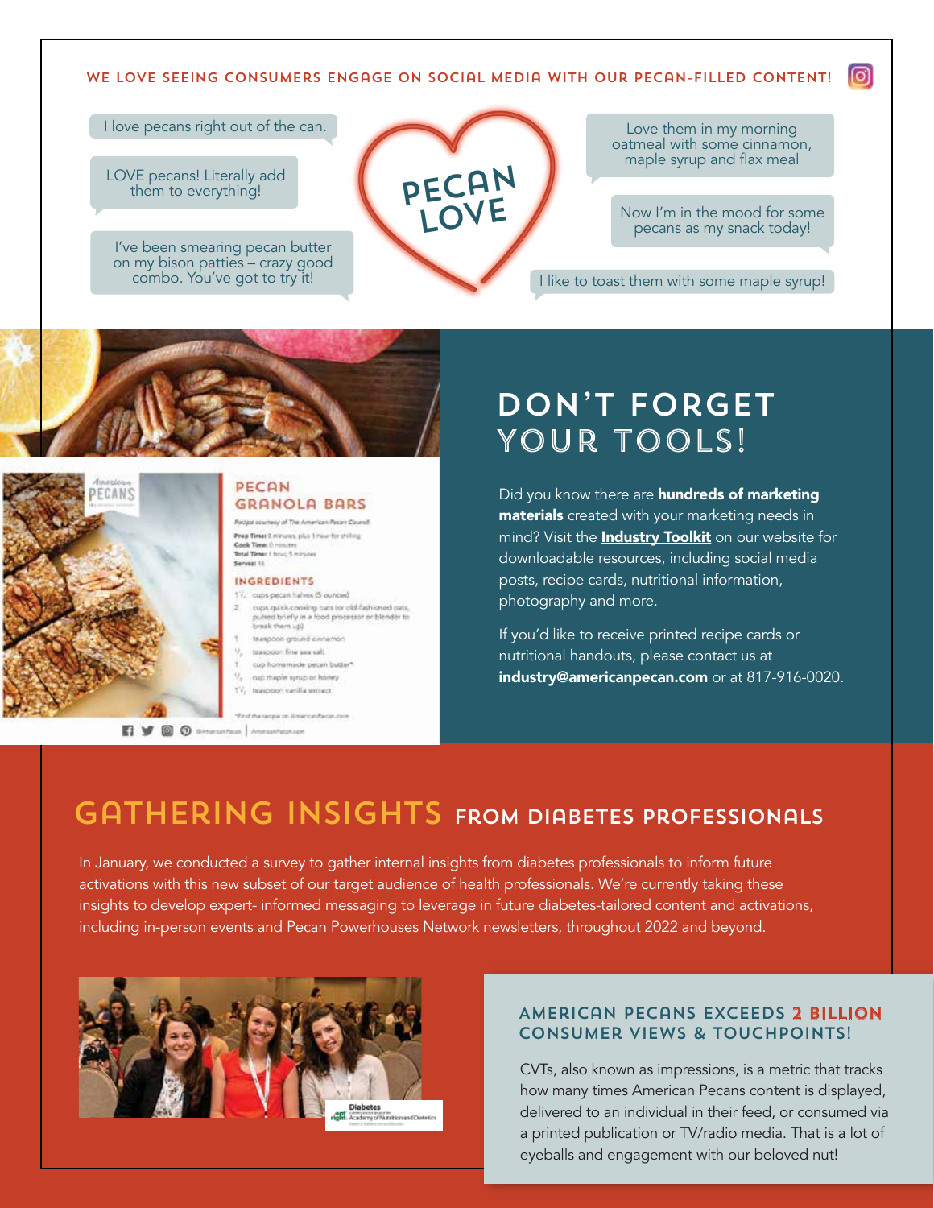## WE LOVE SEEING CONSUMERS ENGAGE ON SOCIAL MEDIA WITH OUR PECAN-FILLED CONTENT!

I love pecans right out of the can.

LOVE pecans! Literally add them to everything!

I've been smearing pecan butter on my bison patties – crazy good combo. You've got to try it!

PECAN LOVE

Love them in my morning oatmeal with some cinnamon, maple syrup and flax meal

Now I'm in the mood for some pecans as my snack today!

I like to toast them with some maple syrup!

## DON'T FORGET YOUR TOOLS!

Did you know there are **hundreds of marketing materials** created with your marketing needs in mind? Visit the **Industry Toolkit** on our website for downloadable resources, including social media posts, recipe cards, nutritional information, photography and more.

If you'd like to receive printed recipe cards or nutritional handouts, please contact us at **industry@americanpecan.com** or at 817-916-0020.

## GATHERING INSIGHTS FROM DIABETES PROFESSIONALS

In January, we conducted a survey to gather internal insights from diabetes professionals to inform future activations with this new subset of our target audience of health professionals. We're currently taking these insights to develop expert- informed messaging to leverage in future diabetes-tailored content and activations, including in-person events and Pecan Powerhouses Network newsletters, throughout 2022 and beyond.

### AMERICAN PECANS EXCEEDS 2 BILLION CONSUMER VIEWS & TOUCHPOINTS!

CVTs, also known as impressions, is a metric that tracks how many times American Pecans content is displayed, delivered to an individual in their feed, or consumed via a printed publication or TV/radio media. That is a lot of eyeballs and engagement with our beloved nut!